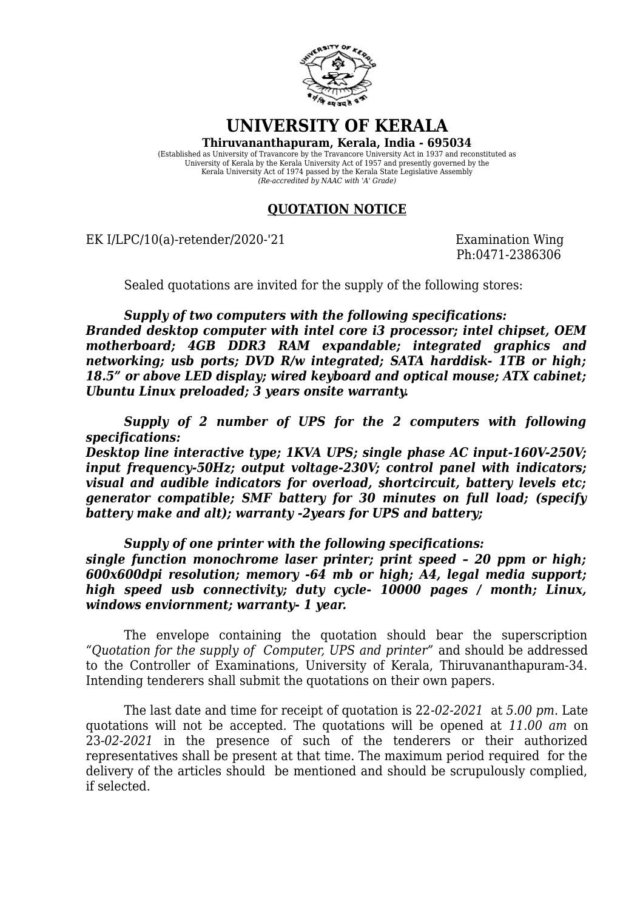# UNIVERSITY OF KERALA

**Thiruvananthapuram, Kerala, India - 695034**

(Established as University of Travancore by the Travancore University Act in 1937 and reconstituted as University of Kerala by the Kerala University Act of 1957 and presently governed by the Kerala University Act of 1974 passed by the Kerala State Legislative Assembly
*(Re-accredited by NAAC with 'A' Grade)*

## QUOTATION NOTICE

EK I/LPC/10(a)-retender/2020-'21 Examination Wing
Ph:0471-2386306

Sealed quotations are invited for the supply of the following stores:

***Supply of two computers with the following specifications:***
***Branded desktop computer with intel core i3 processor; intel chipset, OEM motherboard; 4GB DDR3 RAM expandable; integrated graphics and networking; usb ports; DVD R/w integrated; SATA harddisk- 1TB or high; 18.5" or above LED display; wired keyboard and optical mouse; ATX cabinet; Ubuntu Linux preloaded; 3 years onsite warranty.***

***Supply of 2 number of UPS for the 2 computers with following specifications:***
***Desktop line interactive type; 1KVA UPS; single phase AC input-160V-250V; input frequency-50Hz; output voltage-230V; control panel with indicators; visual and audible indicators for overload, shortcircuit, battery levels etc; generator compatible; SMF battery for 30 minutes on full load; (specify battery make and alt); warranty -2years for UPS and battery;***

***Supply of one printer with the following specifications:***
***single function monochrome laser printer; print speed – 20 ppm or high; 600x600dpi resolution; memory -64 mb or high; A4, legal media support; high speed usb connectivity; duty cycle- 10000 pages / month; Linux, windows enviornment; warranty- 1 year.***

The envelope containing the quotation should bear the superscription "*Quotation for the supply of Computer, UPS and printer*" and should be addressed to the Controller of Examinations, University of Kerala, Thiruvananthapuram-34. Intending tenderers shall submit the quotations on their own papers.

The last date and time for receipt of quotation is 22-*02-2021* at *5.00 pm*. Late quotations will not be accepted. The quotations will be opened at *11.00 am* on 23-*02-2021* in the presence of such of the tenderers or their authorized representatives shall be present at that time. The maximum period required for the delivery of the articles should be mentioned and should be scrupulously complied, if selected.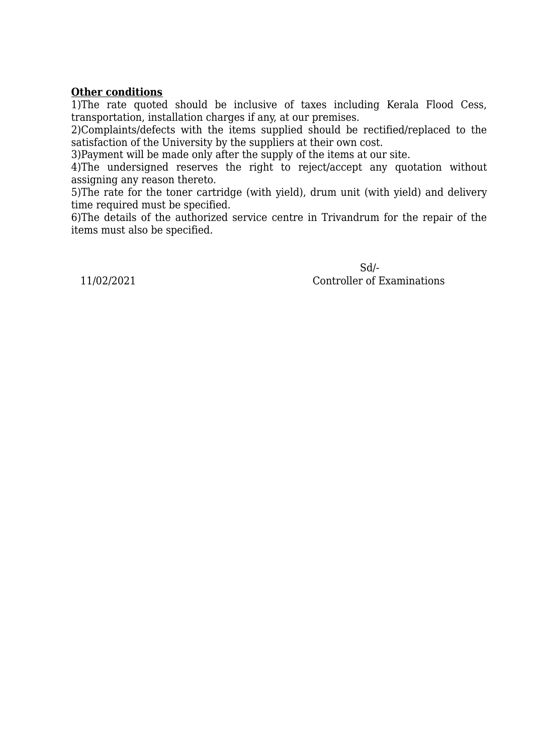**Other conditions**

1)The rate quoted should be inclusive of taxes including Kerala Flood Cess, transportation, installation charges if any, at our premises.
2)Complaints/defects with the items supplied should be rectified/replaced to the satisfaction of the University by the suppliers at their own cost.
3)Payment will be made only after the supply of the items at our site.
4)The undersigned reserves the right to reject/accept any quotation without assigning any reason thereto.
5)The rate for the toner cartridge (with yield), drum unit (with yield) and delivery time required must be specified.
6)The details of the authorized service centre in Trivandrum for the repair of the items must also be specified.

Sd/-
Controller of Examinations

11/02/2021